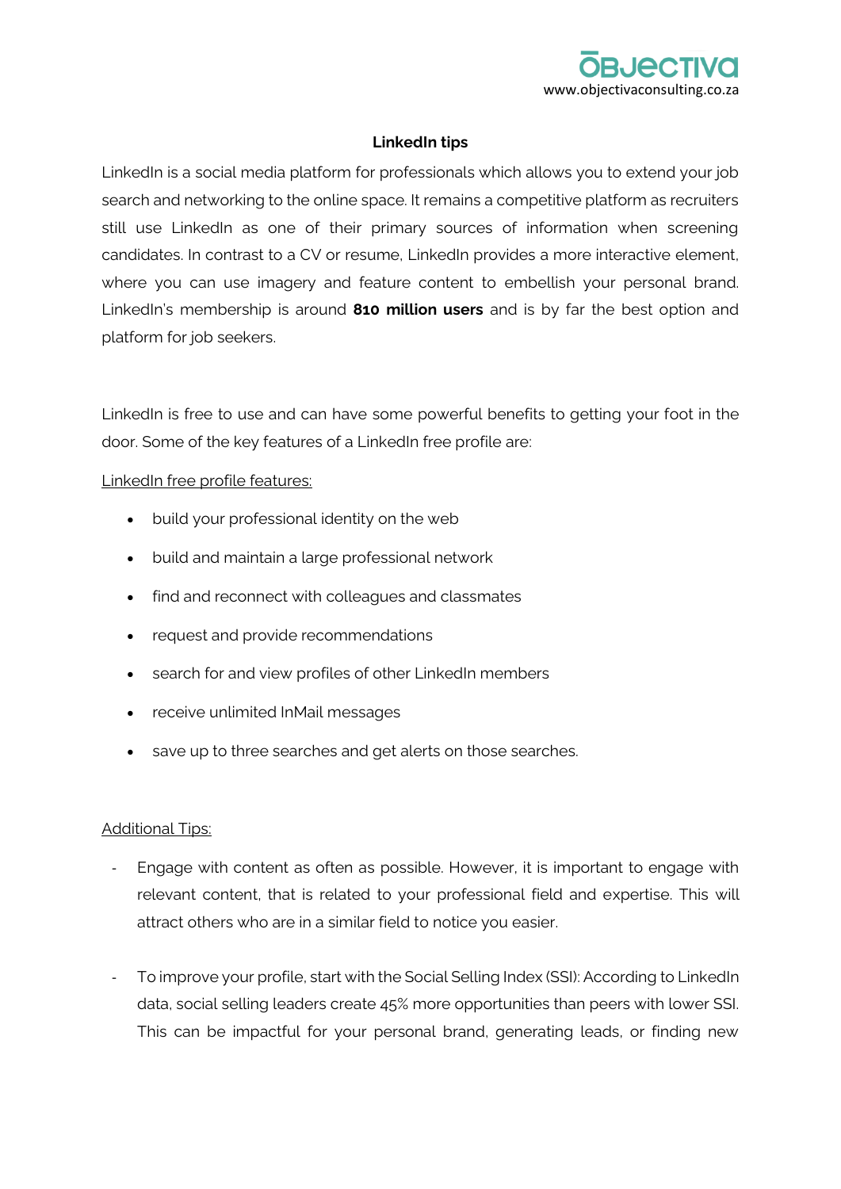# LinkedIn tips

LinkedIn is a social media platform for professionals which allows you to extend your job search and networking to the online space. It remains a competitive platform as recruiters still use LinkedIn as one of their primary sources of information when screening candidates. In contrast to a CV or resume, LinkedIn provides a more interactive element, where you can use imagery and feature content to embellish your personal brand. LinkedIn's membership is around **810 million users** and is by far the best option and platform for job seekers.

LinkedIn is free to use and can have some powerful benefits to getting your foot in the door. Some of the key features of a LinkedIn free profile are:

<u>LinkedIn free profile features:</u>

- build your professional identity on the web
- build and maintain a large professional network
- find and reconnect with colleagues and classmates
- request and provide recommendations
- search for and view profiles of other LinkedIn members
- receive unlimited InMail messages
- save up to three searches and get alerts on those searches.

<u>Additional Tips:</u>

- Engage with content as often as possible. However, it is important to engage with relevant content, that is related to your professional field and expertise. This will attract others who are in a similar field to notice you easier.

- To improve your profile, start with the Social Selling Index (SSI): According to LinkedIn data, social selling leaders create 45% more opportunities than peers with lower SSI. This can be impactful for your personal brand, generating leads, or finding new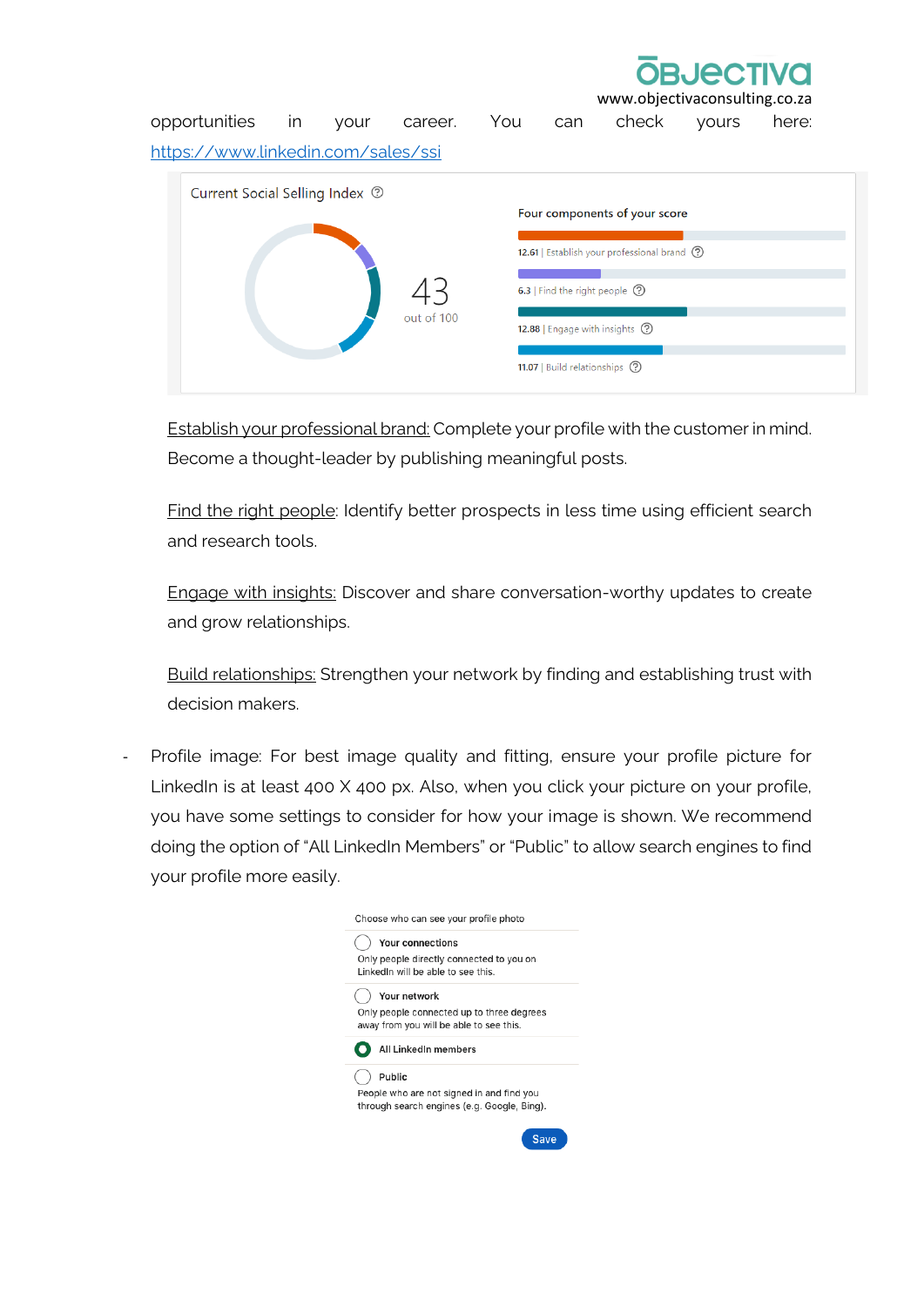opportunities in your career. You can check yours here: https://www.linkedin.com/sales/ssi

Current Social Selling Index

43 out of 100

Four components of your score

12.61 | Establish your professional brand

6.3 | Find the right people

12.88 | Engage with insights

11.07 | Build relationships

Establish your professional brand: Complete your profile with the customer in mind. Become a thought-leader by publishing meaningful posts.

Find the right people: Identify better prospects in less time using efficient search and research tools.

Engage with insights: Discover and share conversation-worthy updates to create and grow relationships.

Build relationships: Strengthen your network by finding and establishing trust with decision makers.

- Profile image: For best image quality and fitting, ensure your profile picture for LinkedIn is at least 400 X 400 px. Also, when you click your picture on your profile, you have some settings to consider for how your image is shown. We recommend doing the option of "All LinkedIn Members" or "Public" to allow search engines to find your profile more easily.

Choose who can see your profile photo

- Your connections
  Only people directly connected to you on LinkedIn will be able to see this.
- Your network
  Only people connected up to three degrees away from you will be able to see this.
- All LinkedIn members
- Public
  People who are not signed in and find you through search engines (e.g. Google, Bing).

Save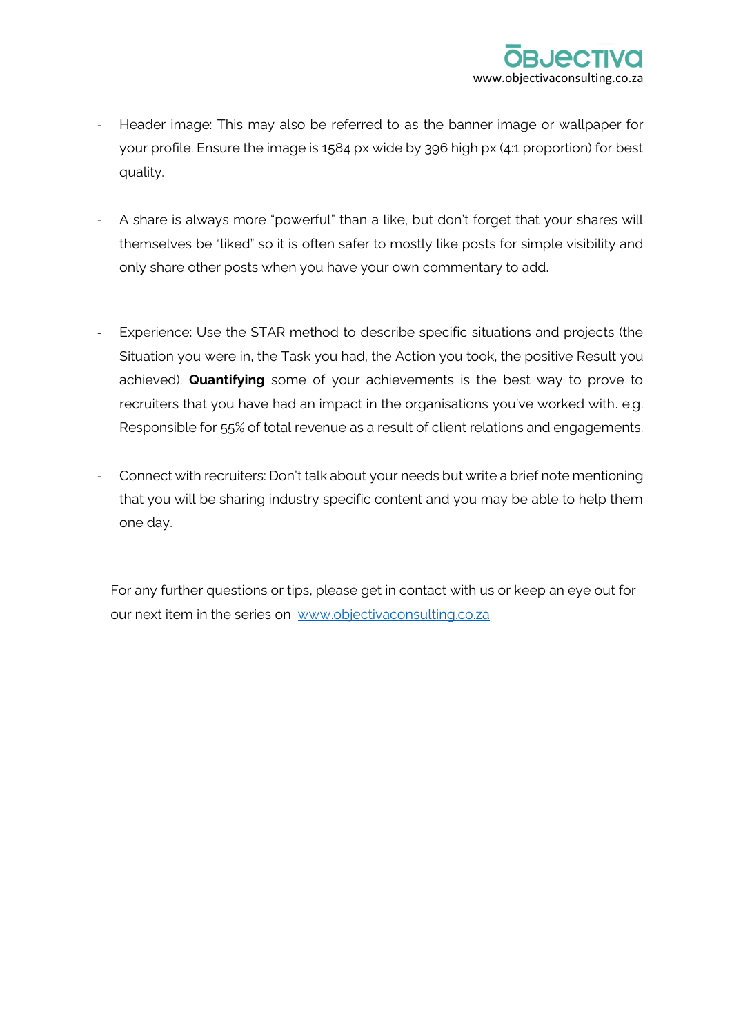- Header image: This may also be referred to as the banner image or wallpaper for your profile. Ensure the image is 1584 px wide by 396 high px (4:1 proportion) for best quality.

- A share is always more "powerful" than a like, but don't forget that your shares will themselves be "liked" so it is often safer to mostly like posts for simple visibility and only share other posts when you have your own commentary to add.

- Experience: Use the STAR method to describe specific situations and projects (the Situation you were in, the Task you had, the Action you took, the positive Result you achieved). **Quantifying** some of your achievements is the best way to prove to recruiters that you have had an impact in the organisations you've worked with. e.g. Responsible for 55% of total revenue as a result of client relations and engagements.

- Connect with recruiters: Don't talk about your needs but write a brief note mentioning that you will be sharing industry specific content and you may be able to help them one day.

For any further questions or tips, please get in contact with us or keep an eye out for our next item in the series on [www.objectivaconsulting.co.za](http://www.objectivaconsulting.co.za)